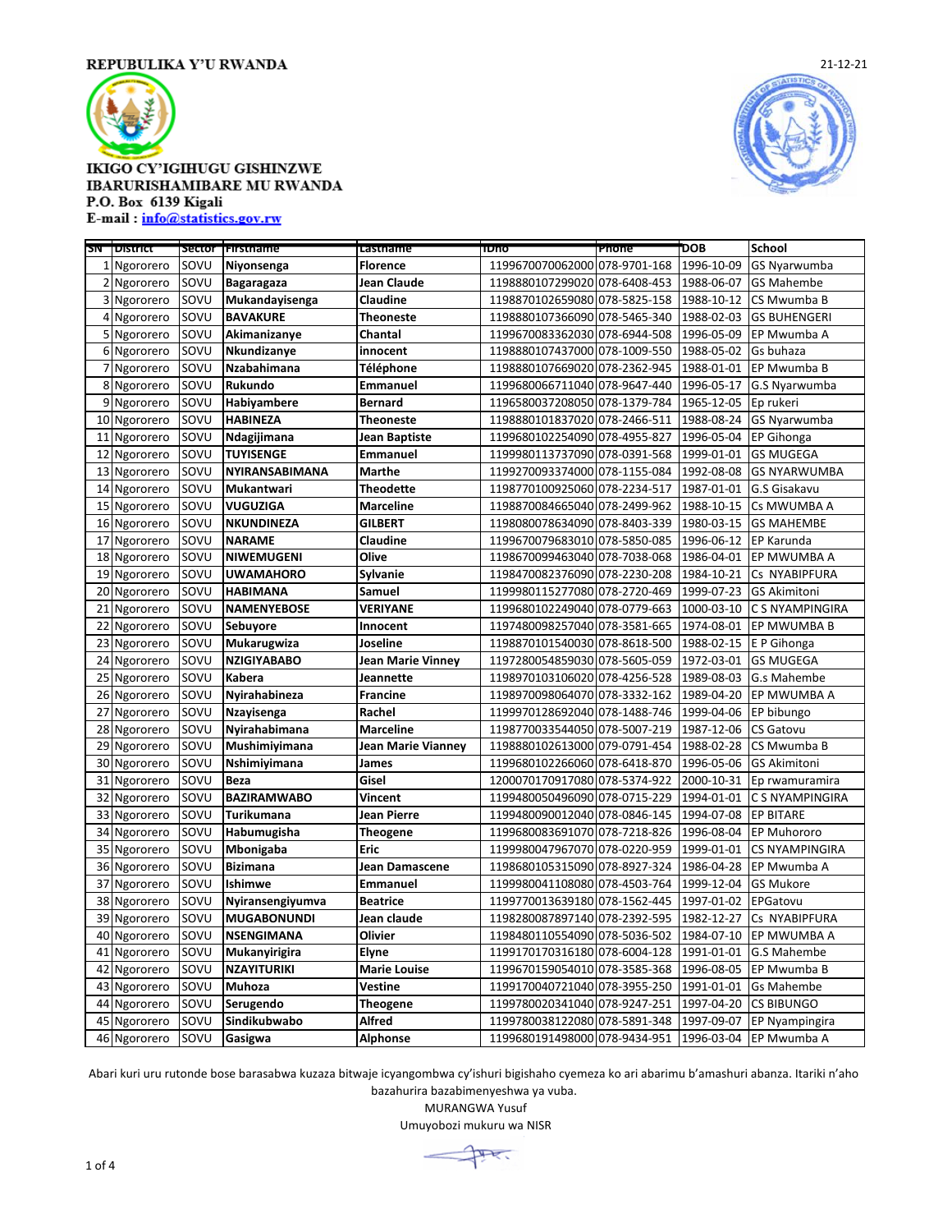REPUBULIKA Y'U RWANDA

21-12-21

**IKIGO CY'IGIHUGU GISHINZWE IBARURISHAMIBARE MU RWANDA**
**P.O. Box 6139 Kigali**
**E-mail : info@statistics.gov.rw**

| SN | District | Sector | Firstname | Lastname | IDno | Phone | DOB | School |
|---|---|---|---|---|---|---|---|---|
| 1 | Ngororero | SOVU | **Niyonsenga** | **Florence** | 1199670070062000 | 078-9701-168 | 1996-10-09 | GS Nyarwumba |
| 2 | Ngororero | SOVU | **Bagaragaza** | **Jean Claude** | 1198880107299020 | 078-6408-453 | 1988-06-07 | GS Mahembe |
| 3 | Ngororero | SOVU | **Mukandayisenga** | **Claudine** | 1198870102659080 | 078-5825-158 | 1988-10-12 | CS Mwumba B |
| 4 | Ngororero | SOVU | **BAVAKURE** | **Theoneste** | 1198880107366090 | 078-5465-340 | 1988-02-03 | GS BUHENGERI |
| 5 | Ngororero | SOVU | **Akimanizanye** | **Chantal** | 1199670083362030 | 078-6944-508 | 1996-05-09 | EP Mwumba A |
| 6 | Ngororero | SOVU | **Nkundizanye** | **innocent** | 1198880107437000 | 078-1009-550 | 1988-05-02 | Gs buhaza |
| 7 | Ngororero | SOVU | **Nzabahimana** | **Téléphone** | 1198880107669020 | 078-2362-945 | 1988-01-01 | EP Mwumba B |
| 8 | Ngororero | SOVU | **Rukundo** | **Emmanuel** | 1199680066711040 | 078-9647-440 | 1996-05-17 | G.S Nyarwumba |
| 9 | Ngororero | SOVU | **Habiyambere** | **Bernard** | 1196580037208050 | 078-1379-784 | 1965-12-05 | Ep rukeri |
| 10 | Ngororero | SOVU | **HABINEZA** | **Theoneste** | 1198880101837020 | 078-2466-511 | 1988-08-24 | GS Nyarwumba |
| 11 | Ngororero | SOVU | **Ndagijimana** | **Jean Baptiste** | 1199680102254090 | 078-4955-827 | 1996-05-04 | EP Gihonga |
| 12 | Ngororero | SOVU | **TUYISENGE** | **Emmanuel** | 1199980113737090 | 078-0391-568 | 1999-01-01 | GS MUGEGA |
| 13 | Ngororero | SOVU | **NYIRANSABIMANA** | **Marthe** | 1199270093374000 | 078-1155-084 | 1992-08-08 | GS NYARWUMBA |
| 14 | Ngororero | SOVU | **Mukantwari** | **Theodette** | 1198770100925060 | 078-2234-517 | 1987-01-01 | G.S Gisakavu |
| 15 | Ngororero | SOVU | **VUGUZIGA** | **Marceline** | 1198870084665040 | 078-2499-962 | 1988-10-15 | Cs MWUMBA A |
| 16 | Ngororero | SOVU | **NKUNDINEZA** | **GILBERT** | 1198080078634090 | 078-8403-339 | 1980-03-15 | GS MAHEMBE |
| 17 | Ngororero | SOVU | **NARAME** | **Claudine** | 1199670079683010 | 078-5850-085 | 1996-06-12 | EP Karunda |
| 18 | Ngororero | SOVU | **NIWEMUGENI** | **Olive** | 1198670099463040 | 078-7038-068 | 1986-04-01 | EP MWUMBA A |
| 19 | Ngororero | SOVU | **UWAMAHORO** | **Sylvanie** | 1198470082376090 | 078-2230-208 | 1984-10-21 | Cs NYABIPFURA |
| 20 | Ngororero | SOVU | **HABIMANA** | **Samuel** | 1199980115277080 | 078-2720-469 | 1999-07-23 | GS Akimitoni |
| 21 | Ngororero | SOVU | **NAMENYEBOSE** | **VERIYANE** | 1199680102249040 | 078-0779-663 | 1000-03-10 | C S NYAMPINGIRA |
| 22 | Ngororero | SOVU | **Sebuyore** | **Innocent** | 1197480098257040 | 078-3581-665 | 1974-08-01 | EP MWUMBA B |
| 23 | Ngororero | SOVU | **Mukarugwiza** | **Joseline** | 1198870101540030 | 078-8618-500 | 1988-02-15 | E P Gihonga |
| 24 | Ngororero | SOVU | **NZIGIYABABO** | **Jean Marie Vinney** | 1197280054859030 | 078-5605-059 | 1972-03-01 | GS MUGEGA |
| 25 | Ngororero | SOVU | **Kabera** | **Jeannette** | 1198970103106020 | 078-4256-528 | 1989-08-03 | G.s Mahembe |
| 26 | Ngororero | SOVU | **Nyirahabineza** | **Francine** | 1198970098064070 | 078-3332-162 | 1989-04-20 | EP MWUMBA A |
| 27 | Ngororero | SOVU | **Nzayisenga** | **Rachel** | 1199970128692040 | 078-1488-746 | 1999-04-06 | EP bibungo |
| 28 | Ngororero | SOVU | **Nyirahabimana** | **Marceline** | 1198770033544050 | 078-5007-219 | 1987-12-06 | CS Gatovu |
| 29 | Ngororero | SOVU | **Mushimiyimana** | **Jean Marie Vianney** | 1198880102613000 | 079-0791-454 | 1988-02-28 | CS Mwumba B |
| 30 | Ngororero | SOVU | **Nshimiyimana** | **James** | 1199680102266060 | 078-6418-870 | 1996-05-06 | GS Akimitoni |
| 31 | Ngororero | SOVU | **Beza** | **Gisel** | 1200070170917080 | 078-5374-922 | 2000-10-31 | Ep rwamuramira |
| 32 | Ngororero | SOVU | **BAZIRAMWABO** | **Vincent** | 1199480050496090 | 078-0715-229 | 1994-01-01 | C S NYAMPINGIRA |
| 33 | Ngororero | SOVU | **Turikumana** | **Jean Pierre** | 1199480090012040 | 078-0846-145 | 1994-07-08 | EP BITARE |
| 34 | Ngororero | SOVU | **Habumugisha** | **Theogene** | 1199680083691070 | 078-7218-826 | 1996-08-04 | EP Muhororo |
| 35 | Ngororero | SOVU | **Mbonigaba** | **Eric** | 1199980047967070 | 078-0220-959 | 1999-01-01 | CS NYAMPINGIRA |
| 36 | Ngororero | SOVU | **Bizimana** | **Jean Damascene** | 1198680105315090 | 078-8927-324 | 1986-04-28 | EP Mwumba A |
| 37 | Ngororero | SOVU | **Ishimwe** | **Emmanuel** | 1199980041108080 | 078-4503-764 | 1999-12-04 | GS Mukore |
| 38 | Ngororero | SOVU | **Nyiransengiyumva** | **Beatrice** | 1199770013639180 | 078-1562-445 | 1997-01-02 | EPGatovu |
| 39 | Ngororero | SOVU | **MUGABONUNDI** | **Jean claude** | 1198280087897140 | 078-2392-595 | 1982-12-27 | Cs NYABIPFURA |
| 40 | Ngororero | SOVU | **NSENGIMANA** | **Olivier** | 1198480110554090 | 078-5036-502 | 1984-07-10 | EP MWUMBA A |
| 41 | Ngororero | SOVU | **Mukanyirigira** | **Elyne** | 1199170170316180 | 078-6004-128 | 1991-01-01 | G.S Mahembe |
| 42 | Ngororero | SOVU | **NZAYITURIKI** | **Marie Louise** | 1199670159054010 | 078-3585-368 | 1996-08-05 | EP Mwumba B |
| 43 | Ngororero | SOVU | **Muhoza** | **Vestine** | 1199170040721040 | 078-3955-250 | 1991-01-01 | Gs Mahembe |
| 44 | Ngororero | SOVU | **Serugendo** | **Theogene** | 1199780020341040 | 078-9247-251 | 1997-04-20 | CS BIBUNGO |
| 45 | Ngororero | SOVU | **Sindikubwabo** | **Alfred** | 1199780038122080 | 078-5891-348 | 1997-09-07 | EP Nyampingira |
| 46 | Ngororero | SOVU | **Gasigwa** | **Alphonse** | 1199680191498000 | 078-9434-951 | 1996-03-04 | EP Mwumba A |

Abari kuri uru rutonde bose barasabwa kuzaza bitwaje icyangombwa cy'ishuri bigishaho cyemeza ko ari abarimu b'amashuri abanza. Itariki n'aho bazahurira bazabimenyeshwa ya vuba.

MURANGWA Yusuf

Umuyobozi mukuru wa NISR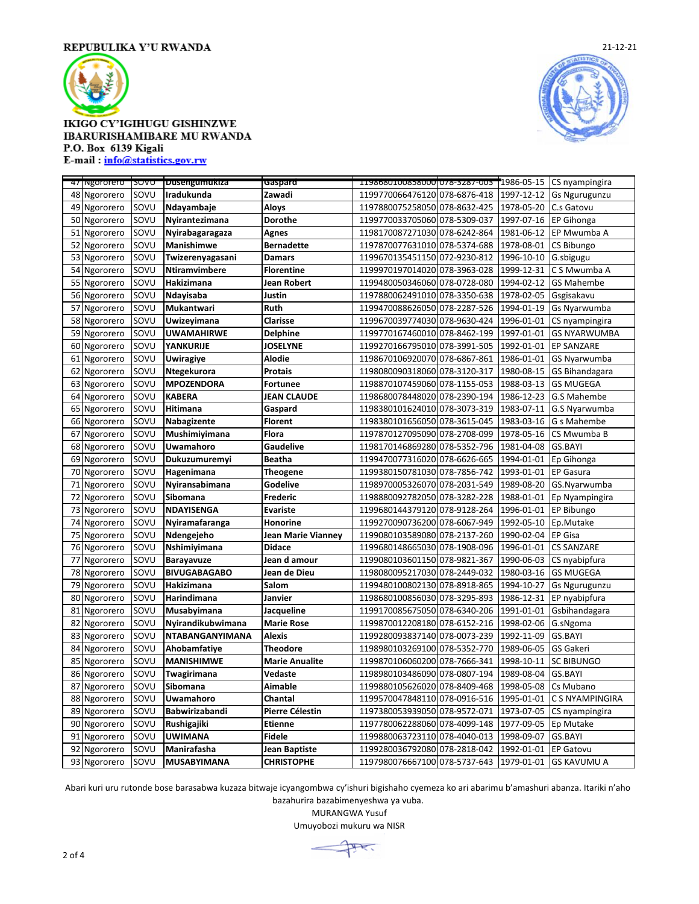REPUBULIKA Y'U RWANDA

21-12-21

IKIGO CY'IGIHUGU GISHINZWE
IBARURISHAMIBARE MU RWANDA
P.O. Box 6139 Kigali
E-mail : info@statistics.gov.rw

| | | | | | | | | |
|---|---|---|---|---|---|---|---|---|
| 47 | Ngororero | SOVU | Dusengumukiza | Gaspard | 1198680100858000 | 078-3287-003 | 1986-05-15 | CS nyampingira |
| 48 | Ngororero | SOVU | Iradukunda | Zawadi | 1199770066476120 | 078-6876-418 | 1997-12-12 | Gs Ngurugunzu |
| 49 | Ngororero | SOVU | Ndayambaje | Aloys | 1197880075258050 | 078-8632-425 | 1978-05-20 | C.s Gatovu |
| 50 | Ngororero | SOVU | Nyirantezimana | Dorothe | 1199770033705060 | 078-5309-037 | 1997-07-16 | EP Gihonga |
| 51 | Ngororero | SOVU | Nyirabagaragaza | Agnes | 1198170087271030 | 078-6242-864 | 1981-06-12 | EP Mwumba A |
| 52 | Ngororero | SOVU | Manishimwe | Bernadette | 1197870077631010 | 078-5374-688 | 1978-08-01 | CS Bibungo |
| 53 | Ngororero | SOVU | Twizerenyagasani | Damars | 1199670135451150 | 072-9230-812 | 1996-10-10 | G.sbigugu |
| 54 | Ngororero | SOVU | Ntiramvimbere | Florentine | 1199970197014020 | 078-3963-028 | 1999-12-31 | C S Mwumba A |
| 55 | Ngororero | SOVU | Hakizimana | Jean Robert | 1199480050346060 | 078-0728-080 | 1994-02-12 | GS Mahembe |
| 56 | Ngororero | SOVU | Ndayisaba | Justin | 1197880062491010 | 078-3350-638 | 1978-02-05 | Gsgisakavu |
| 57 | Ngororero | SOVU | Mukantwari | Ruth | 1199470088626050 | 078-2287-526 | 1994-01-19 | Gs Nyarwumba |
| 58 | Ngororero | SOVU | Uwizeyimana | Clarisse | 1199670039774030 | 078-9630-424 | 1996-01-01 | CS nyampingira |
| 59 | Ngororero | SOVU | UWAMAHIRWE | Delphine | 1199770167460010 | 078-8462-199 | 1997-01-01 | GS NYARWUMBA |
| 60 | Ngororero | SOVU | YANKURIJE | JOSELYNE | 1199270166795010 | 078-3991-505 | 1992-01-01 | EP SANZARE |
| 61 | Ngororero | SOVU | Uwiragiye | Alodie | 1198670016920070 | 078-6867-861 | 1986-01-01 | GS Nyarwumba |
| 62 | Ngororero | SOVU | Ntegekurora | Protais | 1198080090318060 | 078-3120-317 | 1980-08-15 | GS Bihandagara |
| 63 | Ngororero | SOVU | MPOZENDORA | Fortunee | 1198870107459060 | 078-1155-053 | 1988-03-13 | GS MUGEGA |
| 64 | Ngororero | SOVU | KABERA | JEAN CLAUDE | 1198680078448020 | 078-2390-194 | 1986-12-23 | G.S Mahembe |
| 65 | Ngororero | SOVU | Hitimana | Gaspard | 1198380101624010 | 078-3073-319 | 1983-07-11 | G.S Nyarwumba |
| 66 | Ngororero | SOVU | Nabagizente | Florent | 1198380101656050 | 078-3615-045 | 1983-03-16 | G s Mahembe |
| 67 | Ngororero | SOVU | Mushimiyimana | Flora | 1197870127095090 | 078-2708-099 | 1978-05-16 | CS Mwumba B |
| 68 | Ngororero | SOVU | Uwamahoro | Gaudelive | 1198170146869280 | 078-5352-796 | 1981-04-08 | GS.BAYI |
| 69 | Ngororero | SOVU | Dukuzumuremyi | Beatha | 1199470077316020 | 078-6626-665 | 1994-01-01 | Ep Gihonga |
| 70 | Ngororero | SOVU | Hagenimana | Theogene | 1199380150781030 | 078-7856-742 | 1993-01-01 | EP Gasura |
| 71 | Ngororero | SOVU | Nyiransabimana | Godelive | 1198970005326070 | 078-2031-549 | 1989-08-20 | GS.Nyarwumba |
| 72 | Ngororero | SOVU | Sibomana | Frederic | 1198880092782050 | 078-3282-228 | 1988-01-01 | Ep Nyampingira |
| 73 | Ngororero | SOVU | NDAYISENGA | Evariste | 1199680144379120 | 078-9128-264 | 1996-01-01 | EP Bibungo |
| 74 | Ngororero | SOVU | Nyiramafaranga | Honorine | 1199270090736200 | 078-6067-949 | 1992-05-10 | Ep.Mutake |
| 75 | Ngororero | SOVU | Ndengejeho | Jean Marie Vianney | 1199080103589080 | 078-2137-260 | 1990-02-04 | EP Gisa |
| 76 | Ngororero | SOVU | Nshimiyimana | Didace | 1199680148665030 | 078-1908-096 | 1996-01-01 | CS SANZARE |
| 77 | Ngororero | SOVU | Barayavuze | Jean d amour | 1199080103601150 | 078-9821-367 | 1990-06-03 | CS nyabipfura |
| 78 | Ngororero | SOVU | BIVUGABAGABO | Jean de Dieu | 1198080095217030 | 078-2449-032 | 1980-03-16 | GS MUGEGA |
| 79 | Ngororero | SOVU | Hakizimana | Salom | 1199480100802130 | 078-8918-865 | 1994-10-27 | Gs Ngurugunzu |
| 80 | Ngororero | SOVU | Harindimana | Janvier | 1198680100856030 | 078-3295-893 | 1986-12-31 | EP nyabipfura |
| 81 | Ngororero | SOVU | Musabyimana | Jacqueline | 1199170085675050 | 078-6340-206 | 1991-01-01 | Gsbihandagara |
| 82 | Ngororero | SOVU | Nyirandikubwimana | Marie Rose | 1199870012208180 | 078-6152-216 | 1998-02-06 | G.sNgoma |
| 83 | Ngororero | SOVU | NTABANGANYIMANA | Alexis | 1199280093837140 | 078-0073-239 | 1992-11-09 | GS.BAYI |
| 84 | Ngororero | SOVU | Ahobamfatiye | Theodore | 1198980103269100 | 078-5352-770 | 1989-06-05 | GS Gakeri |
| 85 | Ngororero | SOVU | MANISHIMWE | Marie Anualite | 1199870106060200 | 078-7666-341 | 1998-10-11 | SC BIBUNGO |
| 86 | Ngororero | SOVU | Twagirimana | Vedaste | 1198980103486090 | 078-0807-194 | 1989-08-04 | GS.BAYI |
| 87 | Ngororero | SOVU | Sibomana | Aimable | 1199880105626020 | 078-8409-468 | 1998-05-08 | Cs Mubano |
| 88 | Ngororero | SOVU | Uwamahoro | Chantal | 1199570047848110 | 078-0916-516 | 1995-01-01 | C S NYAMPINGIRA |
| 89 | Ngororero | SOVU | Babwirizabandi | Pierre Célestin | 1197380053939050 | 078-9572-071 | 1973-07-05 | CS nyampingira |
| 90 | Ngororero | SOVU | Rushigajiki | Etienne | 1197780062288060 | 078-4099-148 | 1977-09-05 | Ep Mutake |
| 91 | Ngororero | SOVU | UWIMANA | Fidele | 1199880063723110 | 078-4040-013 | 1998-09-07 | GS.BAYI |
| 92 | Ngororero | SOVU | Manirafasha | Jean Baptiste | 1199280036792080 | 078-2818-042 | 1992-01-01 | EP Gatovu |
| 93 | Ngororero | SOVU | MUSABYIMANA | CHRISTOPHE | 1197980076667100 | 078-5737-643 | 1979-01-01 | GS KAVUMU A |

Abari kuri uru rutonde bose barasabwa kuzaza bitwaje icyangombwa cy'ishuri bigishaho cyemeza ko ari abarimu b'amashuri abanza. Itariki n'aho bazahurira bazabimenyeshwa ya vuba.

MURANGWA Yusuf

Umuyobozi mukuru wa NISR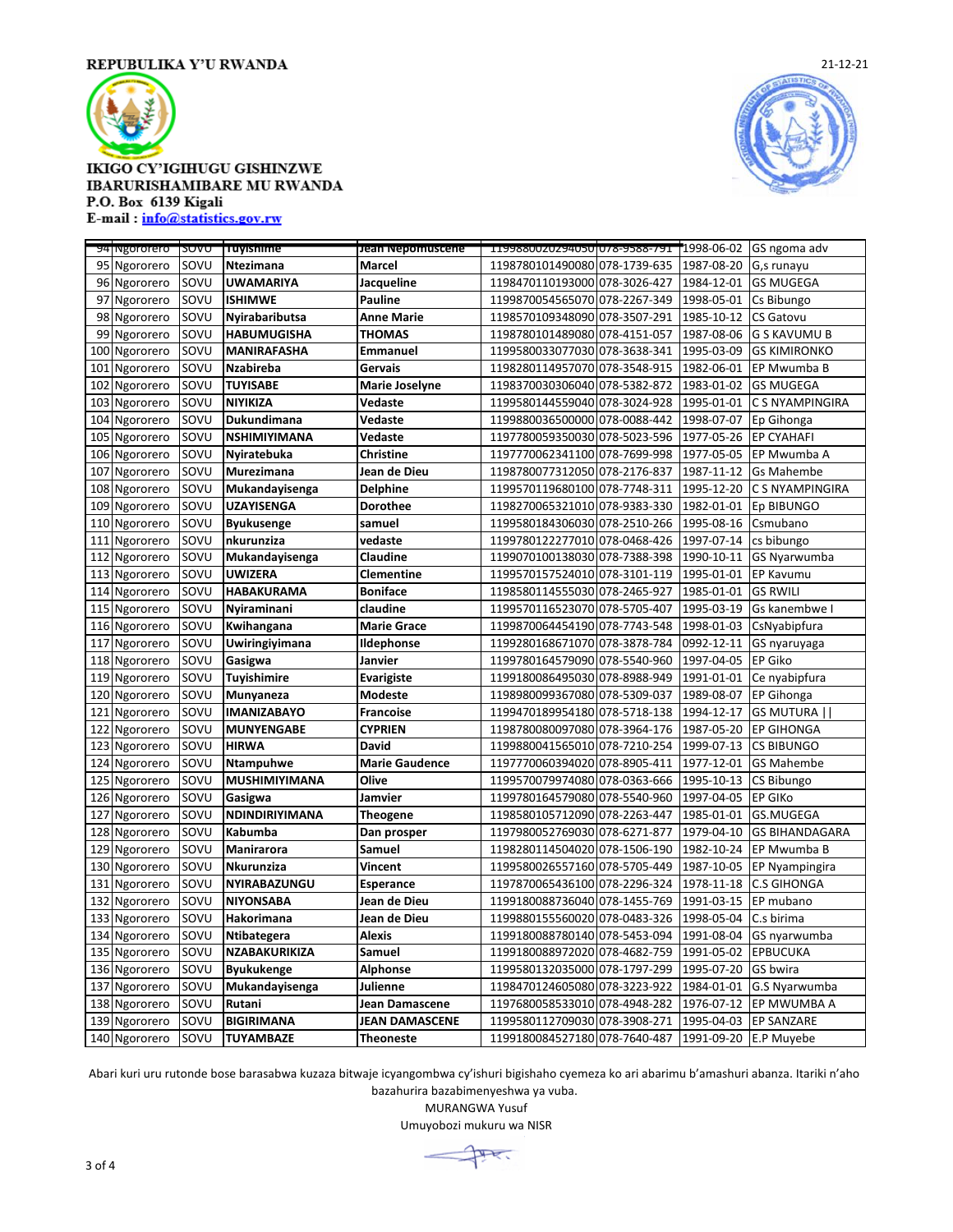REPUBULIKA Y'U RWANDA

21-12-21

IKIGO CY'IGIHUGU GISHINZWE
IBARURISHAMIBARE MU RWANDA
P.O. Box 6139 Kigali
E-mail : info@statistics.gov.rw

| | | | | | | | |
|---|---|---|---|---|---|---|---|
| 94 | Ngororero | SOVU | Tuyishime | Jean Nepomuscene | 1199880020294050 | 078-9588-791 | 1998-06-02 | GS ngoma adv |
| 95 | Ngororero | SOVU | Ntezimana | Marcel | 1198780101490080 | 078-1739-635 | 1987-08-20 | G,s runayu |
| 96 | Ngororero | SOVU | UWAMARIYA | Jacqueline | 1198470110193000 | 078-3026-427 | 1984-12-01 | GS MUGEGA |
| 97 | Ngororero | SOVU | ISHIMWE | Pauline | 1199870054565070 | 078-2267-349 | 1998-05-01 | Cs Bibungo |
| 98 | Ngororero | SOVU | Nyirabaributsa | Anne Marie | 1198570109348090 | 078-3507-291 | 1985-10-12 | CS Gatovu |
| 99 | Ngororero | SOVU | HABUMUGISHA | THOMAS | 1198780101489080 | 078-4151-057 | 1987-08-06 | G S KAVUMU B |
| 100 | Ngororero | SOVU | MANIRAFASHA | Emmanuel | 1199580033077030 | 078-3638-341 | 1995-03-09 | GS KIMIRONKO |
| 101 | Ngororero | SOVU | Nzabireba | Gervais | 1198280114957070 | 078-3548-915 | 1982-06-01 | EP Mwumba B |
| 102 | Ngororero | SOVU | TUYISABE | Marie Joselyne | 1198370030306040 | 078-5382-872 | 1983-01-02 | GS MUGEGA |
| 103 | Ngororero | SOVU | NIYIKIZA | Vedaste | 1199580144559040 | 078-3024-928 | 1995-01-01 | C S NYAMPINGIRA |
| 104 | Ngororero | SOVU | Dukundimana | Vedaste | 1199880036500000 | 078-0088-442 | 1998-07-07 | Ep Gihonga |
| 105 | Ngororero | SOVU | NSHIMIYIMANA | Vedaste | 1197780059350030 | 078-5023-596 | 1977-05-26 | EP CYAHAFI |
| 106 | Ngororero | SOVU | Nyiratebuka | Christine | 1197770062341100 | 078-7699-998 | 1977-05-05 | EP Mwumba A |
| 107 | Ngororero | SOVU | Murezimana | Jean de Dieu | 1198780077312050 | 078-2176-837 | 1987-11-12 | Gs Mahembe |
| 108 | Ngororero | SOVU | Mukandayisenga | Delphine | 1199570119680100 | 078-7748-311 | 1995-12-20 | C S NYAMPINGIRA |
| 109 | Ngororero | SOVU | UZAYISENGA | Dorothee | 1198270065321010 | 078-9383-330 | 1982-01-01 | Ep BIBUNGO |
| 110 | Ngororero | SOVU | Byukusenge | samuel | 1199580184306030 | 078-2510-266 | 1995-08-16 | Csmubano |
| 111 | Ngororero | SOVU | nkurunziza | vedaste | 1199780122277010 | 078-0468-426 | 1997-07-14 | cs bibungo |
| 112 | Ngororero | SOVU | Mukandayisenga | Claudine | 1199070100138030 | 078-7388-398 | 1990-10-11 | GS Nyarwumba |
| 113 | Ngororero | SOVU | UWIZERA | Clementine | 1199570157524010 | 078-3101-119 | 1995-01-01 | EP Kavumu |
| 114 | Ngororero | SOVU | HABAKURAMA | Boniface | 1198580114555030 | 078-2465-927 | 1985-01-01 | GS RWILI |
| 115 | Ngororero | SOVU | Nyiraminani | claudine | 1199570116523070 | 078-5705-407 | 1995-03-19 | Gs kanembwe I |
| 116 | Ngororero | SOVU | Kwihangana | Marie Grace | 1199870064454190 | 078-7743-548 | 1998-01-03 | CsNyabipfura |
| 117 | Ngororero | SOVU | Uwiringiyimana | Ildephonse | 1199280168671070 | 078-3878-784 | 0992-12-11 | GS nyaruyaga |
| 118 | Ngororero | SOVU | Gasigwa | Janvier | 1199780164579090 | 078-5540-960 | 1997-04-05 | EP Giko |
| 119 | Ngororero | SOVU | Tuyishimire | Evarigiste | 1199180086495030 | 078-8988-949 | 1991-01-01 | Ce nyabipfura |
| 120 | Ngororero | SOVU | Munyaneza | Modeste | 1198980099367080 | 078-5309-037 | 1989-08-07 | EP Gihonga |
| 121 | Ngororero | SOVU | IMANIZABAYO | Francoise | 1199470189954180 | 078-5718-138 | 1994-12-17 | GS MUTURA \|\| |
| 122 | Ngororero | SOVU | MUNYENGABE | CYPRIEN | 1198780080097080 | 078-3964-176 | 1987-05-20 | EP GIHONGA |
| 123 | Ngororero | SOVU | HIRWA | David | 1199880041565010 | 078-7210-254 | 1999-07-13 | CS BIBUNGO |
| 124 | Ngororero | SOVU | Ntampuhwe | Marie Gaudence | 1197770060394020 | 078-8905-411 | 1977-12-01 | GS Mahembe |
| 125 | Ngororero | SOVU | MUSHIMIYIMANA | Olive | 1199570079974080 | 078-0363-666 | 1995-10-13 | CS Bibungo |
| 126 | Ngororero | SOVU | Gasigwa | Jamvier | 1199780164579080 | 078-5540-960 | 1997-04-05 | EP GIKo |
| 127 | Ngororero | SOVU | NDINDIRIYIMANA | Theogene | 1198580105712090 | 078-2263-447 | 1985-01-01 | GS.MUGEGA |
| 128 | Ngororero | SOVU | Kabumba | Dan prosper | 1197980052769030 | 078-6271-877 | 1979-04-10 | GS BIHANDAGARA |
| 129 | Ngororero | SOVU | Manirarora | Samuel | 1198280114504020 | 078-1506-190 | 1982-10-24 | EP Mwumba B |
| 130 | Ngororero | SOVU | Nkurunziza | Vincent | 1199580026557160 | 078-5705-449 | 1987-10-05 | EP Nyampingira |
| 131 | Ngororero | SOVU | NYIRABAZUNGU | Esperance | 1197870065436100 | 078-2296-324 | 1978-11-18 | C.S GIHONGA |
| 132 | Ngororero | SOVU | NIYONSABA | Jean de Dieu | 1199180088736040 | 078-1455-769 | 1991-03-15 | EP mubano |
| 133 | Ngororero | SOVU | Hakorimana | Jean de Dieu | 1199880155560020 | 078-0483-326 | 1998-05-04 | C.s birima |
| 134 | Ngororero | SOVU | Ntibategera | Alexis | 1199180088780140 | 078-5453-094 | 1991-08-04 | GS nyarwumba |
| 135 | Ngororero | SOVU | NZABAKURIKIZA | Samuel | 1199180088972020 | 078-4682-759 | 1991-05-02 | EPBUCUKA |
| 136 | Ngororero | SOVU | Byukukenge | Alphonse | 1199580132035000 | 078-1797-299 | 1995-07-20 | GS bwira |
| 137 | Ngororero | SOVU | Mukandayisenga | Julienne | 1198470124605080 | 078-3223-922 | 1984-01-01 | G.S Nyarwumba |
| 138 | Ngororero | SOVU | Rutani | Jean Damascene | 1197680058533010 | 078-4948-282 | 1976-07-12 | EP MWUMBA A |
| 139 | Ngororero | SOVU | BIGIRIMANA | JEAN DAMASCENE | 1199580112709030 | 078-3908-271 | 1995-04-03 | EP SANZARE |
| 140 | Ngororero | SOVU | TUYAMBAZE | Theoneste | 1199180084527180 | 078-7640-487 | 1991-09-20 | E.P Muyebe |

Abari kuri uru rutonde bose barasabwa kuzaza bitwaje icyangombwa cy'ishuri bigishaho cyemeza ko ari abarimu b'amashuri abanza. Itariki n'aho bazahurira bazabimenyeshwa ya vuba.

MURANGWA Yusuf

Umuyobozi mukuru wa NISR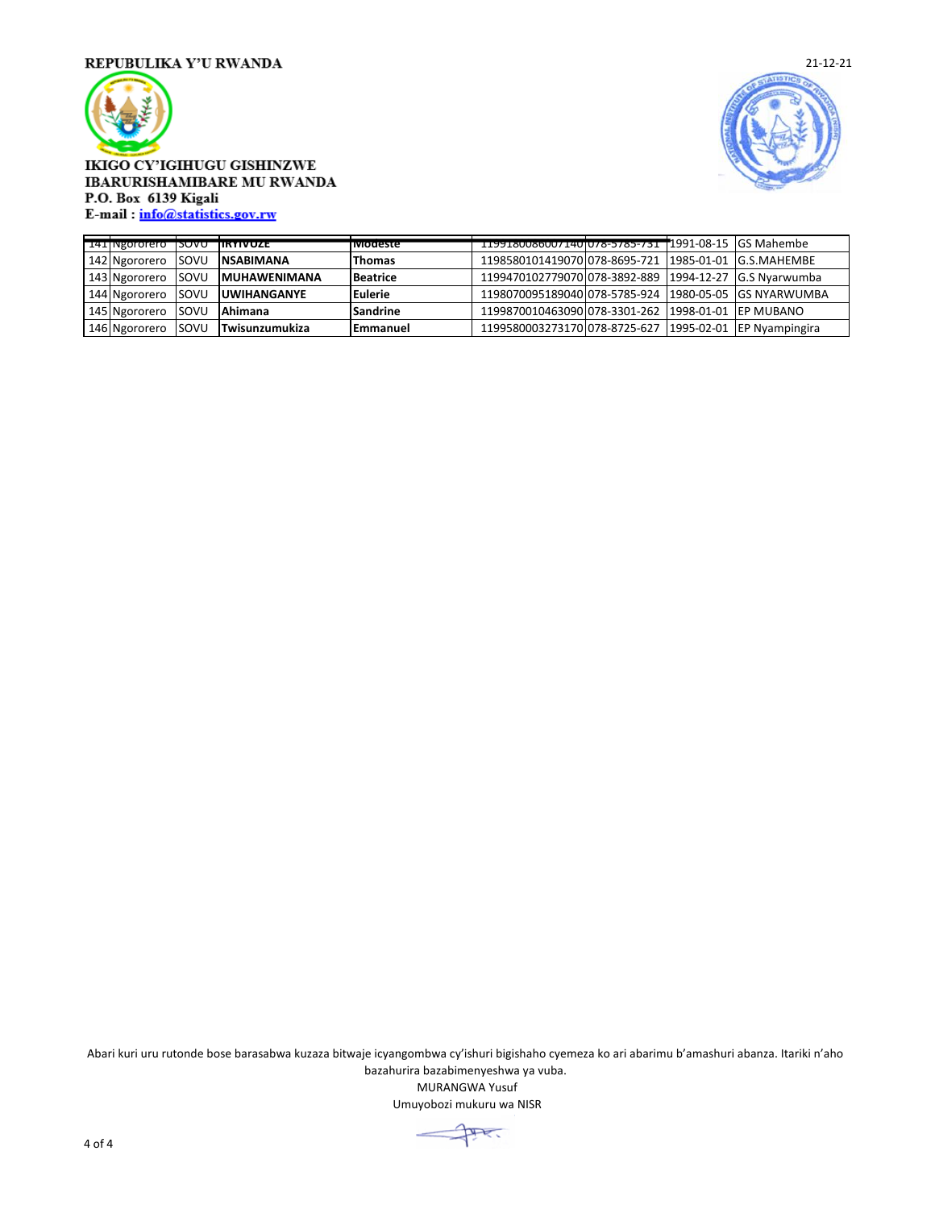REPUBLIKA Y'U RWANDA

IKIGO CY'IGIHUGU GISHINZWE IBARURISHAMIBARE MU RWANDA
P.O. Box 6139 Kigali
E-mail : info@statistics.gov.rw

21-12-21

| | | | | | | | | |
|---|---|---|---|---|---|---|---|---|
| 141 | Ngororero | SOVU | **IRIYIVUZE** | **Modeste** | 1199180086007140 | 078-5785-731 | 1991-08-15 | GS Mahembe |
| 142 | Ngororero | SOVU | **NSABIMANA** | **Thomas** | 1198580101419070 | 078-8695-721 | 1985-01-01 | G.S.MAHEMBE |
| 143 | Ngororero | SOVU | **MUHAWENIMANA** | **Beatrice** | 1199470102779070 | 078-3892-889 | 1994-12-27 | G.S Nyarwumba |
| 144 | Ngororero | SOVU | **UWIHANGANYE** | **Eulerie** | 1198070095189040 | 078-5785-924 | 1980-05-05 | GS NYARWUMBA |
| 145 | Ngororero | SOVU | **Ahimana** | **Sandrine** | 1199870010463090 | 078-3301-262 | 1998-01-01 | EP MUBANO |
| 146 | Ngororero | SOVU | **Twisunzumukiza** | **Emmanuel** | 1199580003273170 | 078-8725-627 | 1995-02-01 | EP Nyampingira |

Abari kuri uru rutonde bose barasabwa kuzaza bitwaje icyangombwa cy'ishuri bigishaho cyemeza ko ari abarimu b'amashuri abanza. Itariki n'aho bazahurira bazabimenyeshwa ya vuba.

MURANGWA Yusuf
Umuyobozi mukuru wa NISR